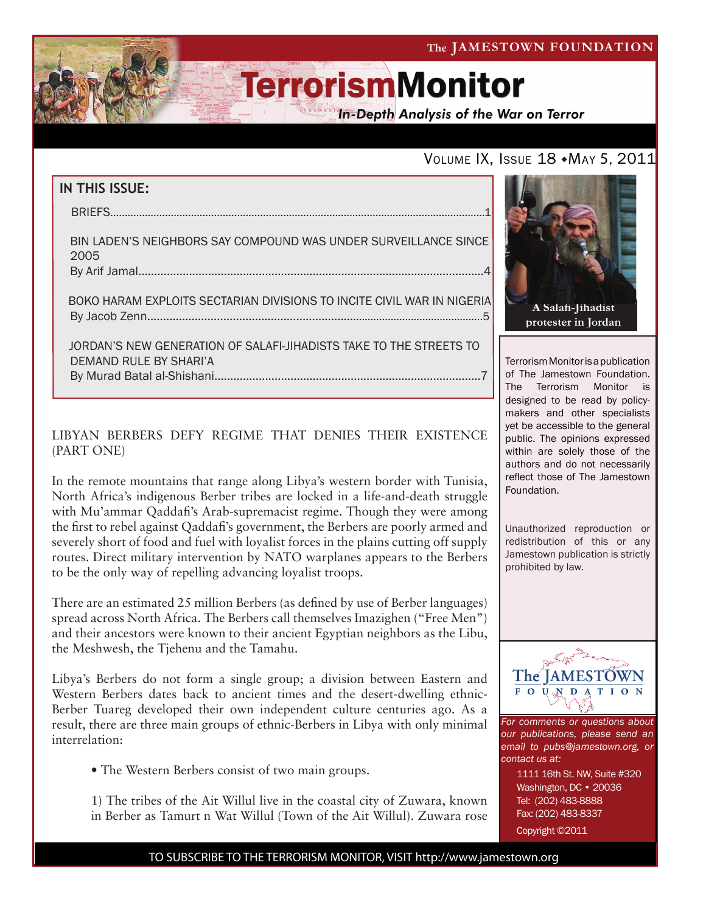The JAMESTOWN FOUNDATION

# TerrorismMonitor

*In-Depth Analysis of the War on Terror*

VOLUME IX, ISSUE 18 • MAY 5, 2011

## IN THIS ISSUE:

BRIEFS....................................................................................................................................1

BIN LADEN'S NEIGHBORS SAY COMPOUND WAS UNDER SURVEILLANCE SINCE 2005
By Arif Jamal....................................................................................................................4

BOKO HARAM EXPLOITS SECTARIAN DIVISIONS TO INCITE CIVIL WAR IN NIGERIA
By Jacob Zenn....................................................................................................................5

JORDAN'S NEW GENERATION OF SALAFI-JIHADISTS TAKE TO THE STREETS TO DEMAND RULE BY SHARI'A
By Murad Batal al-Shishani.............................................................................................7

A Salafi-Jihadist protester in Jordan

Terrorism Monitor is a publication of The Jamestown Foundation. The Terrorism Monitor is designed to be read by policy-makers and other specialists yet be accessible to the general public. The opinions expressed within are solely those of the authors and do not necessarily reflect those of The Jamestown Foundation.

Unauthorized reproduction or redistribution of this or any Jamestown publication is strictly prohibited by law.

## LIBYAN BERBERS DEFY REGIME THAT DENIES THEIR EXISTENCE (PART ONE)

In the remote mountains that range along Libya's western border with Tunisia, North Africa's indigenous Berber tribes are locked in a life-and-death struggle with Mu'ammar Qaddafi's Arab-supremacist regime. Though they were among the first to rebel against Qaddafi's government, the Berbers are poorly armed and severely short of food and fuel with loyalist forces in the plains cutting off supply routes. Direct military intervention by NATO warplanes appears to the Berbers to be the only way of repelling advancing loyalist troops.

There are an estimated 25 million Berbers (as defined by use of Berber languages) spread across North Africa. The Berbers call themselves Imazighen ("Free Men") and their ancestors were known to their ancient Egyptian neighbors as the Libu, the Meshwesh, the Tjehenu and the Tamahu.

Libya's Berbers do not form a single group; a division between Eastern and Western Berbers dates back to ancient times and the desert-dwelling ethnic-Berber Tuareg developed their own independent culture centuries ago. As a result, there are three main groups of ethnic-Berbers in Libya with only minimal interrelation:

- The Western Berbers consist of two main groups.

1) The tribes of the Ait Willul live in the coastal city of Zuwara, known in Berber as Tamurt n Wat Willul (Town of the Ait Willul). Zuwara rose

*For comments or questions about our publications, please send an email to pubs@jamestown.org, or contact us at:*

1111 16th St. NW, Suite #320
Washington, DC • 20036
Tel: (202) 483-8888
Fax: (202) 483-8337
Copyright ©2011

TO SUBSCRIBE TO THE TERRORISM MONITOR, VISIT http://www.jamestown.org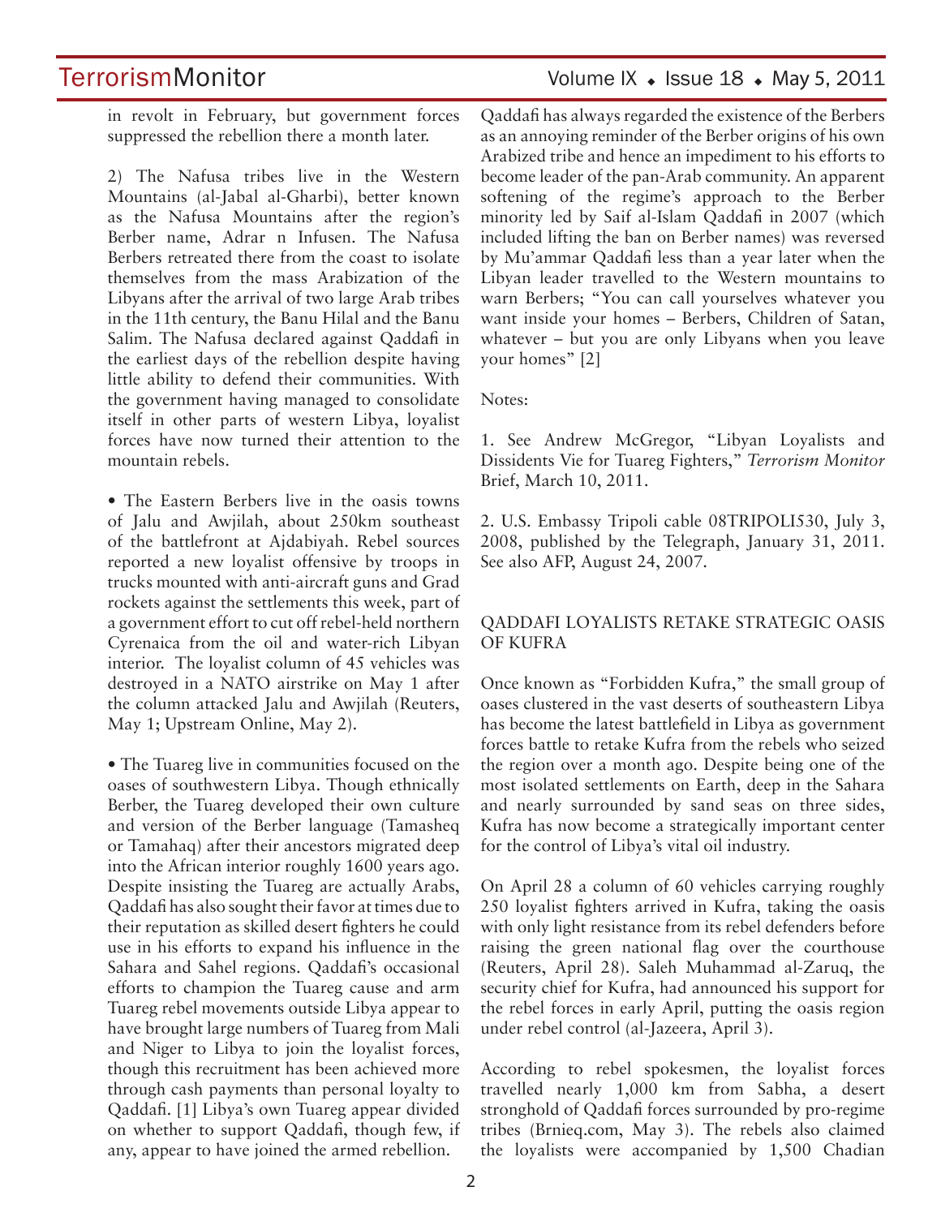in revolt in February, but government forces suppressed the rebellion there a month later.

2) The Nafusa tribes live in the Western Mountains (al-Jabal al-Gharbi), better known as the Nafusa Mountains after the region's Berber name, Adrar n Infusen. The Nafusa Berbers retreated there from the coast to isolate themselves from the mass Arabization of the Libyans after the arrival of two large Arab tribes in the 11th century, the Banu Hilal and the Banu Salim. The Nafusa declared against Qaddafi in the earliest days of the rebellion despite having little ability to defend their communities. With the government having managed to consolidate itself in other parts of western Libya, loyalist forces have now turned their attention to the mountain rebels.

• The Eastern Berbers live in the oasis towns of Jalu and Awjilah, about 250km southeast of the battlefront at Ajdabiyah. Rebel sources reported a new loyalist offensive by troops in trucks mounted with anti-aircraft guns and Grad rockets against the settlements this week, part of a government effort to cut off rebel-held northern Cyrenaica from the oil and water-rich Libyan interior. The loyalist column of 45 vehicles was destroyed in a NATO airstrike on May 1 after the column attacked Jalu and Awjilah (Reuters, May 1; Upstream Online, May 2).

• The Tuareg live in communities focused on the oases of southwestern Libya. Though ethnically Berber, the Tuareg developed their own culture and version of the Berber language (Tamasheq or Tamahaq) after their ancestors migrated deep into the African interior roughly 1600 years ago. Despite insisting the Tuareg are actually Arabs, Qaddafi has also sought their favor at times due to their reputation as skilled desert fighters he could use in his efforts to expand his influence in the Sahara and Sahel regions. Qaddafi's occasional efforts to champion the Tuareg cause and arm Tuareg rebel movements outside Libya appear to have brought large numbers of Tuareg from Mali and Niger to Libya to join the loyalist forces, though this recruitment has been achieved more through cash payments than personal loyalty to Qaddafi. [1] Libya's own Tuareg appear divided on whether to support Qaddafi, though few, if any, appear to have joined the armed rebellion.

Qaddafi has always regarded the existence of the Berbers as an annoying reminder of the Berber origins of his own Arabized tribe and hence an impediment to his efforts to become leader of the pan-Arab community. An apparent softening of the regime's approach to the Berber minority led by Saif al-Islam Qaddafi in 2007 (which included lifting the ban on Berber names) was reversed by Mu'ammar Qaddafi less than a year later when the Libyan leader travelled to the Western mountains to warn Berbers; "You can call yourselves whatever you want inside your homes – Berbers, Children of Satan, whatever – but you are only Libyans when you leave your homes" [2]

Notes:

1. See Andrew McGregor, "Libyan Loyalists and Dissidents Vie for Tuareg Fighters," *Terrorism Monitor* Brief, March 10, 2011.

2. U.S. Embassy Tripoli cable 08TRIPOLI530, July 3, 2008, published by the Telegraph, January 31, 2011. See also AFP, August 24, 2007.

## QADDAFI LOYALISTS RETAKE STRATEGIC OASIS OF KUFRA

Once known as "Forbidden Kufra," the small group of oases clustered in the vast deserts of southeastern Libya has become the latest battlefield in Libya as government forces battle to retake Kufra from the rebels who seized the region over a month ago. Despite being one of the most isolated settlements on Earth, deep in the Sahara and nearly surrounded by sand seas on three sides, Kufra has now become a strategically important center for the control of Libya's vital oil industry.

On April 28 a column of 60 vehicles carrying roughly 250 loyalist fighters arrived in Kufra, taking the oasis with only light resistance from its rebel defenders before raising the green national flag over the courthouse (Reuters, April 28). Saleh Muhammad al-Zaruq, the security chief for Kufra, had announced his support for the rebel forces in early April, putting the oasis region under rebel control (al-Jazeera, April 3).

According to rebel spokesmen, the loyalist forces travelled nearly 1,000 km from Sabha, a desert stronghold of Qaddafi forces surrounded by pro-regime tribes (Brnieq.com, May 3). The rebels also claimed the loyalists were accompanied by 1,500 Chadian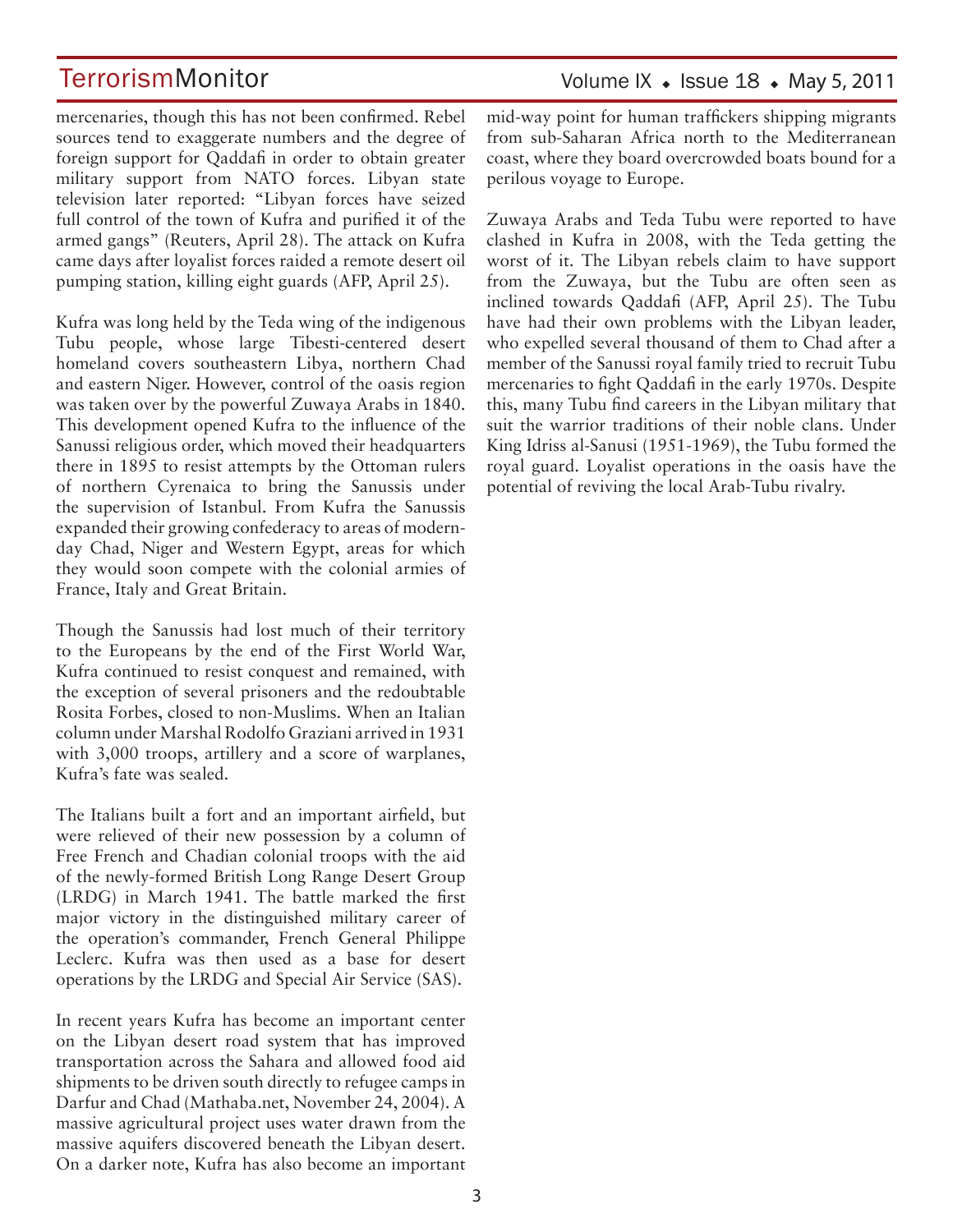mercenaries, though this has not been confirmed. Rebel sources tend to exaggerate numbers and the degree of foreign support for Qaddafi in order to obtain greater military support from NATO forces. Libyan state television later reported: "Libyan forces have seized full control of the town of Kufra and purified it of the armed gangs" (Reuters, April 28). The attack on Kufra came days after loyalist forces raided a remote desert oil pumping station, killing eight guards (AFP, April 25).

Kufra was long held by the Teda wing of the indigenous Tubu people, whose large Tibesti-centered desert homeland covers southeastern Libya, northern Chad and eastern Niger. However, control of the oasis region was taken over by the powerful Zuwaya Arabs in 1840. This development opened Kufra to the influence of the Sanussi religious order, which moved their headquarters there in 1895 to resist attempts by the Ottoman rulers of northern Cyrenaica to bring the Sanussis under the supervision of Istanbul. From Kufra the Sanussis expanded their growing confederacy to areas of modern-day Chad, Niger and Western Egypt, areas for which they would soon compete with the colonial armies of France, Italy and Great Britain.

Though the Sanussis had lost much of their territory to the Europeans by the end of the First World War, Kufra continued to resist conquest and remained, with the exception of several prisoners and the redoubtable Rosita Forbes, closed to non-Muslims. When an Italian column under Marshal Rodolfo Graziani arrived in 1931 with 3,000 troops, artillery and a score of warplanes, Kufra's fate was sealed.

The Italians built a fort and an important airfield, but were relieved of their new possession by a column of Free French and Chadian colonial troops with the aid of the newly-formed British Long Range Desert Group (LRDG) in March 1941. The battle marked the first major victory in the distinguished military career of the operation's commander, French General Philippe Leclerc. Kufra was then used as a base for desert operations by the LRDG and Special Air Service (SAS).

In recent years Kufra has become an important center on the Libyan desert road system that has improved transportation across the Sahara and allowed food aid shipments to be driven south directly to refugee camps in Darfur and Chad (Mathaba.net, November 24, 2004). A massive agricultural project uses water drawn from the massive aquifers discovered beneath the Libyan desert. On a darker note, Kufra has also become an important mid-way point for human traffickers shipping migrants from sub-Saharan Africa north to the Mediterranean coast, where they board overcrowded boats bound for a perilous voyage to Europe.

Zuwaya Arabs and Teda Tubu were reported to have clashed in Kufra in 2008, with the Teda getting the worst of it. The Libyan rebels claim to have support from the Zuwaya, but the Tubu are often seen as inclined towards Qaddafi (AFP, April 25). The Tubu have had their own problems with the Libyan leader, who expelled several thousand of them to Chad after a member of the Sanussi royal family tried to recruit Tubu mercenaries to fight Qaddafi in the early 1970s. Despite this, many Tubu find careers in the Libyan military that suit the warrior traditions of their noble clans. Under King Idriss al-Sanusi (1951-1969), the Tubu formed the royal guard. Loyalist operations in the oasis have the potential of reviving the local Arab-Tubu rivalry.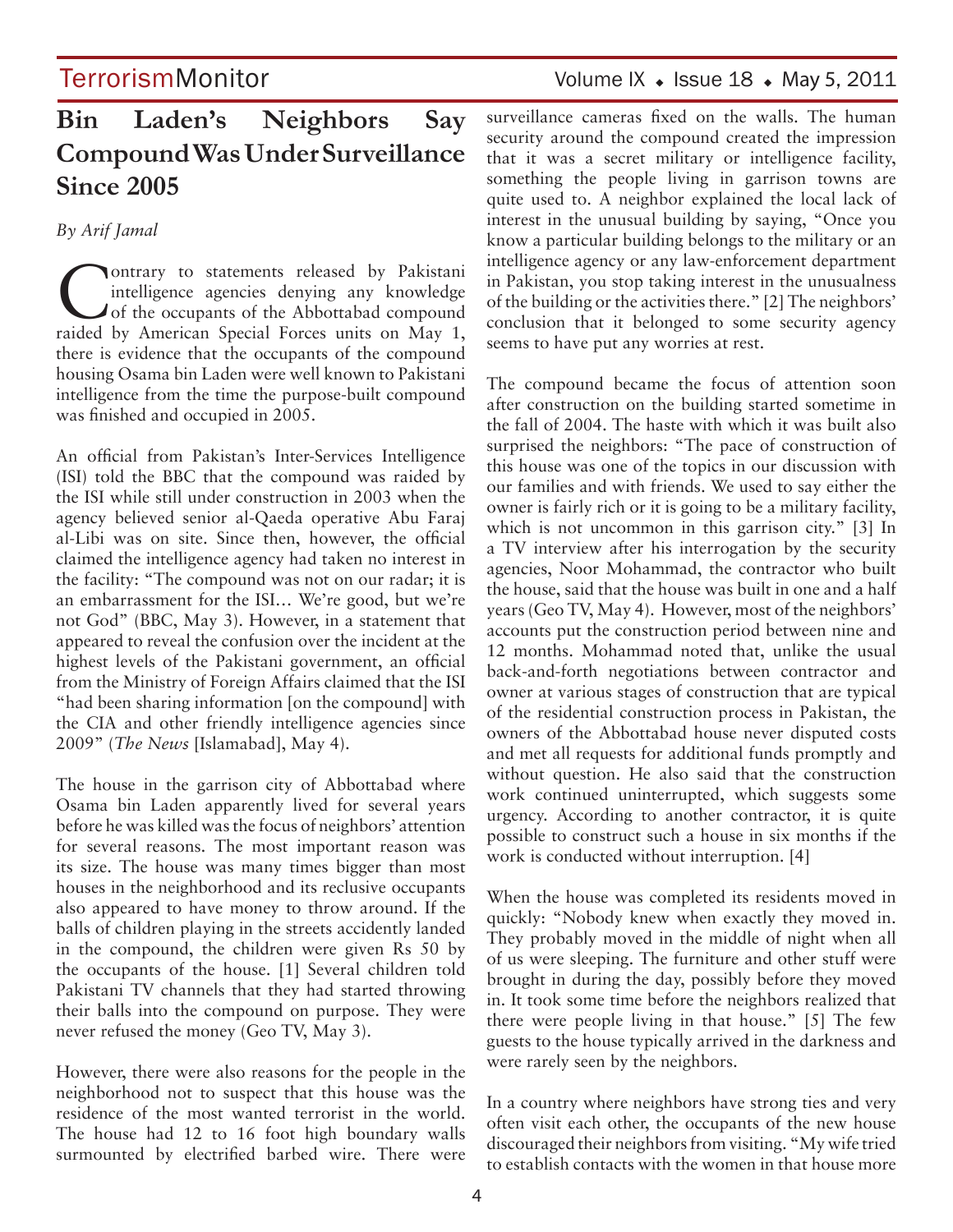# Bin Laden's Neighbors Say Compound Was Under Surveillance Since 2005

*By Arif Jamal*

Contrary to statements released by Pakistani intelligence agencies denying any knowledge of the occupants of the Abbottabad compound raided by American Special Forces units on May 1, there is evidence that the occupants of the compound housing Osama bin Laden were well known to Pakistani intelligence from the time the purpose-built compound was finished and occupied in 2005.

An official from Pakistan's Inter-Services Intelligence (ISI) told the BBC that the compound was raided by the ISI while still under construction in 2003 when the agency believed senior al-Qaeda operative Abu Faraj al-Libi was on site. Since then, however, the official claimed the intelligence agency had taken no interest in the facility: "The compound was not on our radar; it is an embarrassment for the ISI… We're good, but we're not God" (BBC, May 3). However, in a statement that appeared to reveal the confusion over the incident at the highest levels of the Pakistani government, an official from the Ministry of Foreign Affairs claimed that the ISI "had been sharing information [on the compound] with the CIA and other friendly intelligence agencies since 2009" (*The News* [Islamabad], May 4).

The house in the garrison city of Abbottabad where Osama bin Laden apparently lived for several years before he was killed was the focus of neighbors' attention for several reasons. The most important reason was its size. The house was many times bigger than most houses in the neighborhood and its reclusive occupants also appeared to have money to throw around. If the balls of children playing in the streets accidently landed in the compound, the children were given Rs 50 by the occupants of the house. [1] Several children told Pakistani TV channels that they had started throwing their balls into the compound on purpose. They were never refused the money (Geo TV, May 3).

However, there were also reasons for the people in the neighborhood not to suspect that this house was the residence of the most wanted terrorist in the world. The house had 12 to 16 foot high boundary walls surmounted by electrified barbed wire. There were surveillance cameras fixed on the walls. The human security around the compound created the impression that it was a secret military or intelligence facility, something the people living in garrison towns are quite used to. A neighbor explained the local lack of interest in the unusual building by saying, "Once you know a particular building belongs to the military or an intelligence agency or any law-enforcement department in Pakistan, you stop taking interest in the unusualness of the building or the activities there." [2] The neighbors' conclusion that it belonged to some security agency seems to have put any worries at rest.

The compound became the focus of attention soon after construction on the building started sometime in the fall of 2004. The haste with which it was built also surprised the neighbors: "The pace of construction of this house was one of the topics in our discussion with our families and with friends. We used to say either the owner is fairly rich or it is going to be a military facility, which is not uncommon in this garrison city." [3] In a TV interview after his interrogation by the security agencies, Noor Mohammad, the contractor who built the house, said that the house was built in one and a half years (Geo TV, May 4). However, most of the neighbors' accounts put the construction period between nine and 12 months. Mohammad noted that, unlike the usual back-and-forth negotiations between contractor and owner at various stages of construction that are typical of the residential construction process in Pakistan, the owners of the Abbottabad house never disputed costs and met all requests for additional funds promptly and without question. He also said that the construction work continued uninterrupted, which suggests some urgency. According to another contractor, it is quite possible to construct such a house in six months if the work is conducted without interruption. [4]

When the house was completed its residents moved in quickly: "Nobody knew when exactly they moved in. They probably moved in the middle of night when all of us were sleeping. The furniture and other stuff were brought in during the day, possibly before they moved in. It took some time before the neighbors realized that there were people living in that house." [5] The few guests to the house typically arrived in the darkness and were rarely seen by the neighbors.

In a country where neighbors have strong ties and very often visit each other, the occupants of the new house discouraged their neighbors from visiting. "My wife tried to establish contacts with the women in that house more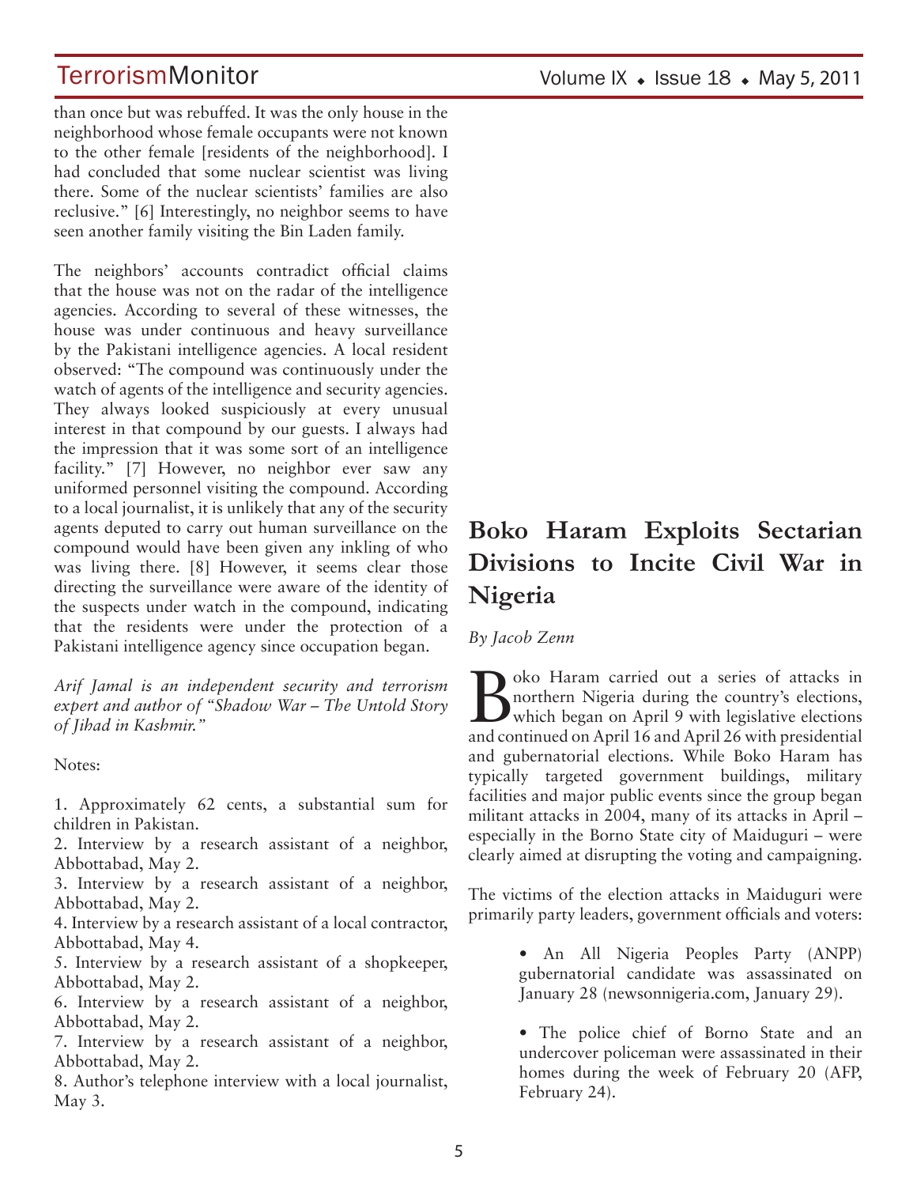than once but was rebuffed. It was the only house in the neighborhood whose female occupants were not known to the other female [residents of the neighborhood]. I had concluded that some nuclear scientist was living there. Some of the nuclear scientists' families are also reclusive." [6] Interestingly, no neighbor seems to have seen another family visiting the Bin Laden family.

The neighbors' accounts contradict official claims that the house was not on the radar of the intelligence agencies. According to several of these witnesses, the house was under continuous and heavy surveillance by the Pakistani intelligence agencies. A local resident observed: "The compound was continuously under the watch of agents of the intelligence and security agencies. They always looked suspiciously at every unusual interest in that compound by our guests. I always had the impression that it was some sort of an intelligence facility." [7] However, no neighbor ever saw any uniformed personnel visiting the compound. According to a local journalist, it is unlikely that any of the security agents deputed to carry out human surveillance on the compound would have been given any inkling of who was living there. [8] However, it seems clear those directing the surveillance were aware of the identity of the suspects under watch in the compound, indicating that the residents were under the protection of a Pakistani intelligence agency since occupation began.

*Arif Jamal is an independent security and terrorism expert and author of "Shadow War – The Untold Story of Jihad in Kashmir."*

Notes:

1. Approximately 62 cents, a substantial sum for children in Pakistan.
2. Interview by a research assistant of a neighbor, Abbottabad, May 2.
3. Interview by a research assistant of a neighbor, Abbottabad, May 2.
4. Interview by a research assistant of a local contractor, Abbottabad, May 4.
5. Interview by a research assistant of a shopkeeper, Abbottabad, May 2.
6. Interview by a research assistant of a neighbor, Abbottabad, May 2.
7. Interview by a research assistant of a neighbor, Abbottabad, May 2.
8. Author's telephone interview with a local journalist, May 3.

# Boko Haram Exploits Sectarian Divisions to Incite Civil War in Nigeria

*By Jacob Zenn*

Boko Haram carried out a series of attacks in northern Nigeria during the country's elections, which began on April 9 with legislative elections and continued on April 16 and April 26 with presidential and gubernatorial elections. While Boko Haram has typically targeted government buildings, military facilities and major public events since the group began militant attacks in 2004, many of its attacks in April – especially in the Borno State city of Maiduguri – were clearly aimed at disrupting the voting and campaigning.

The victims of the election attacks in Maiduguri were primarily party leaders, government officials and voters:

- An All Nigeria Peoples Party (ANPP) gubernatorial candidate was assassinated on January 28 (newsonnigeria.com, January 29).
- The police chief of Borno State and an undercover policeman were assassinated in their homes during the week of February 20 (AFP, February 24).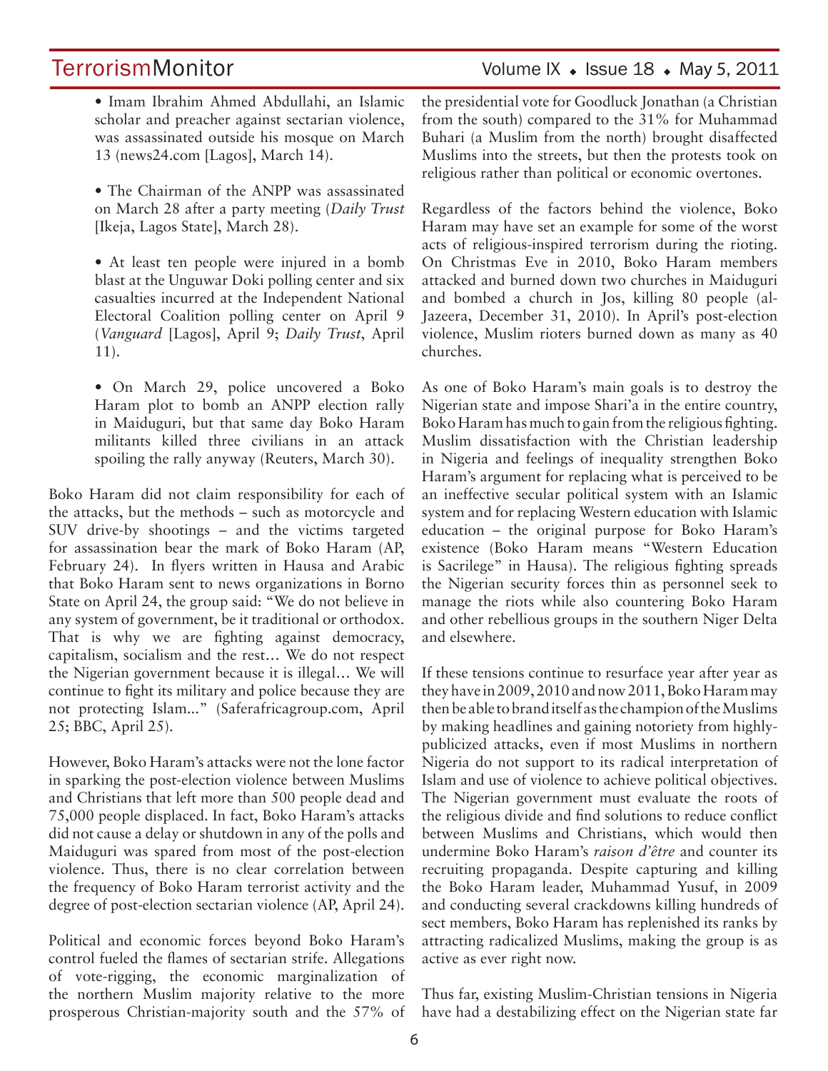- Imam Ibrahim Ahmed Abdullahi, an Islamic scholar and preacher against sectarian violence, was assassinated outside his mosque on March 13 (news24.com [Lagos], March 14).

- The Chairman of the ANPP was assassinated on March 28 after a party meeting (*Daily Trust* [Ikeja, Lagos State], March 28).

- At least ten people were injured in a bomb blast at the Unguwar Doki polling center and six casualties incurred at the Independent National Electoral Coalition polling center on April 9 (*Vanguard* [Lagos], April 9; *Daily Trust*, April 11).

- On March 29, police uncovered a Boko Haram plot to bomb an ANPP election rally in Maiduguri, but that same day Boko Haram militants killed three civilians in an attack spoiling the rally anyway (Reuters, March 30).

Boko Haram did not claim responsibility for each of the attacks, but the methods – such as motorcycle and SUV drive-by shootings – and the victims targeted for assassination bear the mark of Boko Haram (AP, February 24). In flyers written in Hausa and Arabic that Boko Haram sent to news organizations in Borno State on April 24, the group said: "We do not believe in any system of government, be it traditional or orthodox. That is why we are fighting against democracy, capitalism, socialism and the rest… We do not respect the Nigerian government because it is illegal… We will continue to fight its military and police because they are not protecting Islam..." (Saferafricagroup.com, April 25; BBC, April 25).

However, Boko Haram's attacks were not the lone factor in sparking the post-election violence between Muslims and Christians that left more than 500 people dead and 75,000 people displaced. In fact, Boko Haram's attacks did not cause a delay or shutdown in any of the polls and Maiduguri was spared from most of the post-election violence. Thus, there is no clear correlation between the frequency of Boko Haram terrorist activity and the degree of post-election sectarian violence (AP, April 24).

Political and economic forces beyond Boko Haram's control fueled the flames of sectarian strife. Allegations of vote-rigging, the economic marginalization of the northern Muslim majority relative to the more prosperous Christian-majority south and the 57% of the presidential vote for Goodluck Jonathan (a Christian from the south) compared to the 31% for Muhammad Buhari (a Muslim from the north) brought disaffected Muslims into the streets, but then the protests took on religious rather than political or economic overtones.

Regardless of the factors behind the violence, Boko Haram may have set an example for some of the worst acts of religious-inspired terrorism during the rioting. On Christmas Eve in 2010, Boko Haram members attacked and burned down two churches in Maiduguri and bombed a church in Jos, killing 80 people (al-Jazeera, December 31, 2010). In April's post-election violence, Muslim rioters burned down as many as 40 churches.

As one of Boko Haram's main goals is to destroy the Nigerian state and impose Shari'a in the entire country, Boko Haram has much to gain from the religious fighting. Muslim dissatisfaction with the Christian leadership in Nigeria and feelings of inequality strengthen Boko Haram's argument for replacing what is perceived to be an ineffective secular political system with an Islamic system and for replacing Western education with Islamic education – the original purpose for Boko Haram's existence (Boko Haram means "Western Education is Sacrilege" in Hausa). The religious fighting spreads the Nigerian security forces thin as personnel seek to manage the riots while also countering Boko Haram and other rebellious groups in the southern Niger Delta and elsewhere.

If these tensions continue to resurface year after year as they have in 2009, 2010 and now 2011, Boko Haram may then be able to brand itself as the champion of the Muslims by making headlines and gaining notoriety from highly-publicized attacks, even if most Muslims in northern Nigeria do not support to its radical interpretation of Islam and use of violence to achieve political objectives. The Nigerian government must evaluate the roots of the religious divide and find solutions to reduce conflict between Muslims and Christians, which would then undermine Boko Haram's *raison d'être* and counter its recruiting propaganda. Despite capturing and killing the Boko Haram leader, Muhammad Yusuf, in 2009 and conducting several crackdowns killing hundreds of sect members, Boko Haram has replenished its ranks by attracting radicalized Muslims, making the group is as active as ever right now.

Thus far, existing Muslim-Christian tensions in Nigeria have had a destabilizing effect on the Nigerian state far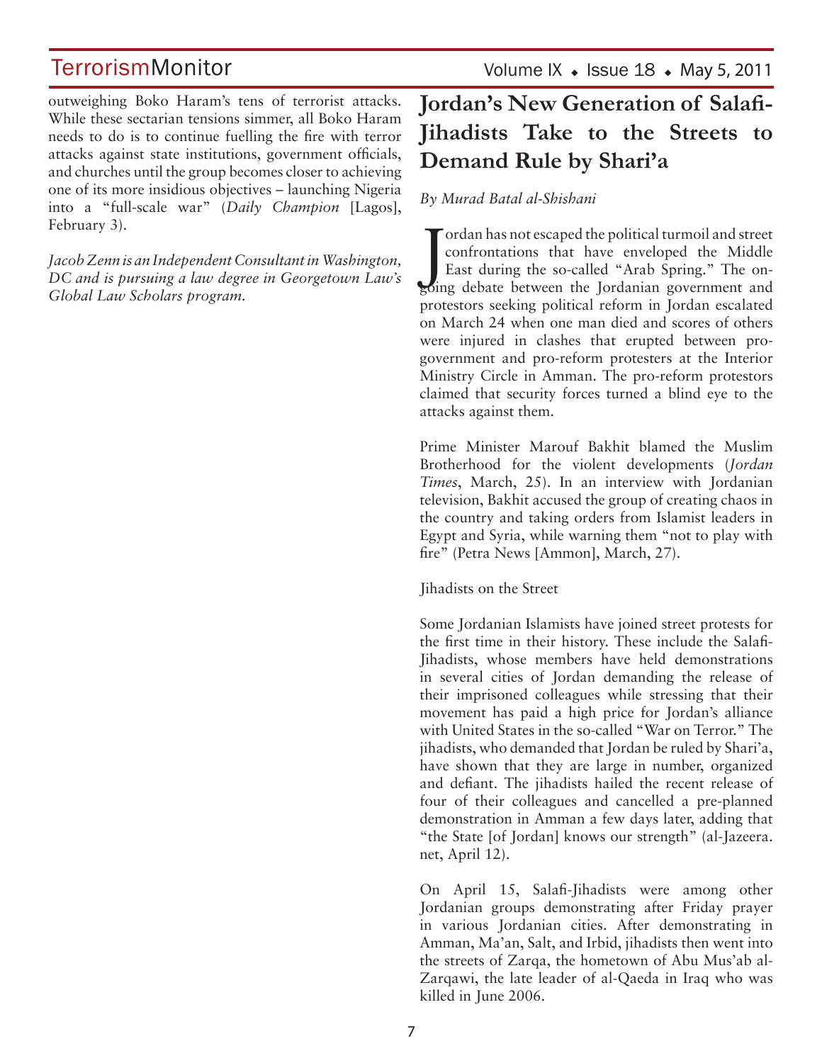outweighing Boko Haram's tens of terrorist attacks. While these sectarian tensions simmer, all Boko Haram needs to do is to continue fuelling the fire with terror attacks against state institutions, government officials, and churches until the group becomes closer to achieving one of its more insidious objectives – launching Nigeria into a "full-scale war" (*Daily Champion* [Lagos], February 3).

*Jacob Zenn is an Independent Consultant in Washington, DC and is pursuing a law degree in Georgetown Law's Global Law Scholars program.*

# Jordan's New Generation of Salafi-Jihadists Take to the Streets to Demand Rule by Shari'a

*By Murad Batal al-Shishani*

Jordan has not escaped the political turmoil and street confrontations that have enveloped the Middle East during the so-called "Arab Spring." The ongoing debate between the Jordanian government and protestors seeking political reform in Jordan escalated on March 24 when one man died and scores of others were injured in clashes that erupted between pro-government and pro-reform protesters at the Interior Ministry Circle in Amman. The pro-reform protestors claimed that security forces turned a blind eye to the attacks against them.

Prime Minister Marouf Bakhit blamed the Muslim Brotherhood for the violent developments (*Jordan Times*, March, 25). In an interview with Jordanian television, Bakhit accused the group of creating chaos in the country and taking orders from Islamist leaders in Egypt and Syria, while warning them "not to play with fire" (Petra News [Ammon], March, 27).

## Jihadists on the Street

Some Jordanian Islamists have joined street protests for the first time in their history. These include the Salafi-Jihadists, whose members have held demonstrations in several cities of Jordan demanding the release of their imprisoned colleagues while stressing that their movement has paid a high price for Jordan's alliance with United States in the so-called "War on Terror." The jihadists, who demanded that Jordan be ruled by Shari'a, have shown that they are large in number, organized and defiant. The jihadists hailed the recent release of four of their colleagues and cancelled a pre-planned demonstration in Amman a few days later, adding that "the State [of Jordan] knows our strength" (al-Jazeera.net, April 12).

On April 15, Salafi-Jihadists were among other Jordanian groups demonstrating after Friday prayer in various Jordanian cities. After demonstrating in Amman, Ma'an, Salt, and Irbid, jihadists then went into the streets of Zarqa, the hometown of Abu Mus'ab al-Zarqawi, the late leader of al-Qaeda in Iraq who was killed in June 2006.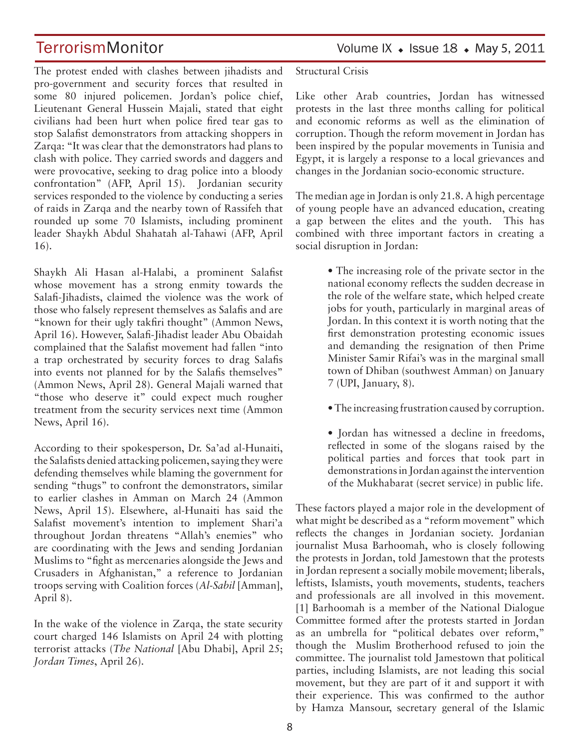The protest ended with clashes between jihadists and pro-government and security forces that resulted in some 80 injured policemen. Jordan's police chief, Lieutenant General Hussein Majali, stated that eight civilians had been hurt when police fired tear gas to stop Salafist demonstrators from attacking shoppers in Zarqa: "It was clear that the demonstrators had plans to clash with police. They carried swords and daggers and were provocative, seeking to drag police into a bloody confrontation" (AFP, April 15). Jordanian security services responded to the violence by conducting a series of raids in Zarqa and the nearby town of Rassifeh that rounded up some 70 Islamists, including prominent leader Shaykh Abdul Shahatah al-Tahawi (AFP, April 16).

Shaykh Ali Hasan al-Halabi, a prominent Salafist whose movement has a strong enmity towards the Salafi-Jihadists, claimed the violence was the work of those who falsely represent themselves as Salafis and are "known for their ugly takfiri thought" (Ammon News, April 16). However, Salafi-Jihadist leader Abu Obaidah complained that the Salafist movement had fallen "into a trap orchestrated by security forces to drag Salafis into events not planned for by the Salafis themselves" (Ammon News, April 28). General Majali warned that "those who deserve it" could expect much rougher treatment from the security services next time (Ammon News, April 16).

According to their spokesperson, Dr. Sa'ad al-Hunaiti, the Salafists denied attacking policemen, saying they were defending themselves while blaming the government for sending "thugs" to confront the demonstrators, similar to earlier clashes in Amman on March 24 (Ammon News, April 15). Elsewhere, al-Hunaiti has said the Salafist movement's intention to implement Shari'a throughout Jordan threatens "Allah's enemies" who are coordinating with the Jews and sending Jordanian Muslims to "fight as mercenaries alongside the Jews and Crusaders in Afghanistan," a reference to Jordanian troops serving with Coalition forces (*Al-Sabil* [Amman], April 8).

In the wake of the violence in Zarqa, the state security court charged 146 Islamists on April 24 with plotting terrorist attacks (*The National* [Abu Dhabi], April 25; *Jordan Times*, April 26).

Structural Crisis

Like other Arab countries, Jordan has witnessed protests in the last three months calling for political and economic reforms as well as the elimination of corruption. Though the reform movement in Jordan has been inspired by the popular movements in Tunisia and Egypt, it is largely a response to a local grievances and changes in the Jordanian socio-economic structure.

The median age in Jordan is only 21.8. A high percentage of young people have an advanced education, creating a gap between the elites and the youth. This has combined with three important factors in creating a social disruption in Jordan:

- The increasing role of the private sector in the national economy reflects the sudden decrease in the role of the welfare state, which helped create jobs for youth, particularly in marginal areas of Jordan. In this context it is worth noting that the first demonstration protesting economic issues and demanding the resignation of then Prime Minister Samir Rifai's was in the marginal small town of Dhiban (southwest Amman) on January 7 (UPI, January, 8).

- The increasing frustration caused by corruption.

- Jordan has witnessed a decline in freedoms, reflected in some of the slogans raised by the political parties and forces that took part in demonstrations in Jordan against the intervention of the Mukhabarat (secret service) in public life.

These factors played a major role in the development of what might be described as a "reform movement" which reflects the changes in Jordanian society. Jordanian journalist Musa Barhoomah, who is closely following the protests in Jordan, told Jamestown that the protests in Jordan represent a socially mobile movement; liberals, leftists, Islamists, youth movements, students, teachers and professionals are all involved in this movement. [1] Barhoomah is a member of the National Dialogue Committee formed after the protests started in Jordan as an umbrella for "political debates over reform," though the Muslim Brotherhood refused to join the committee. The journalist told Jamestown that political parties, including Islamists, are not leading this social movement, but they are part of it and support it with their experience. This was confirmed to the author by Hamza Mansour, secretary general of the Islamic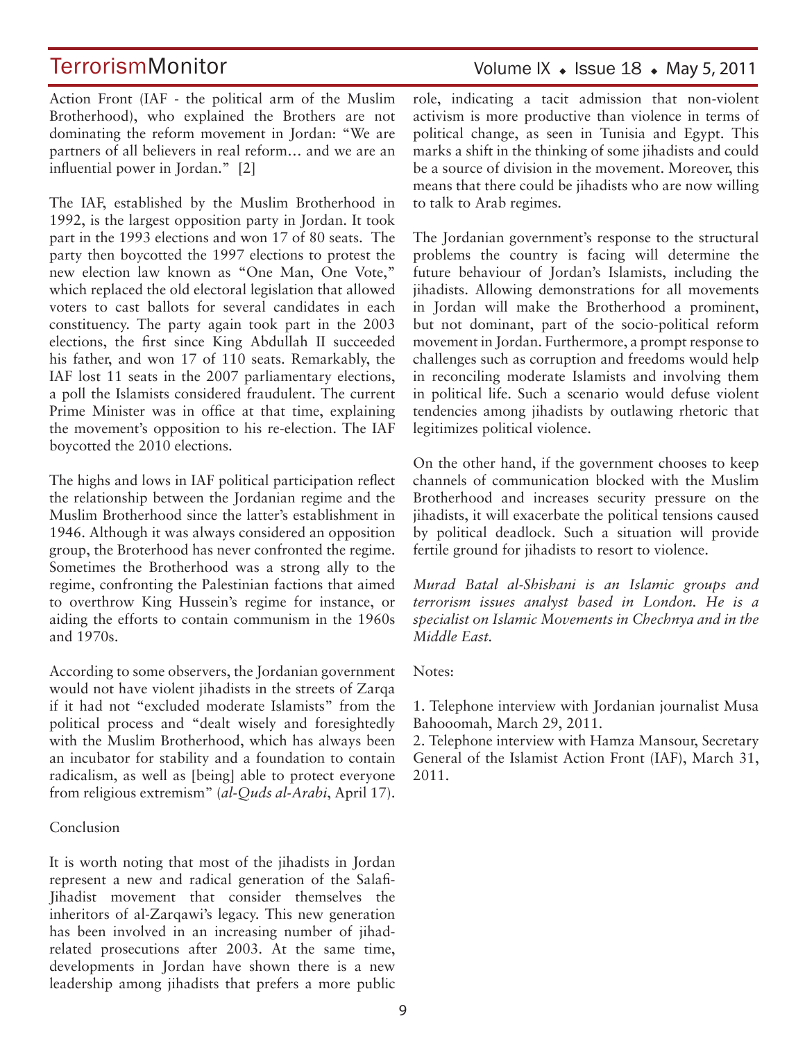Action Front (IAF - the political arm of the Muslim Brotherhood), who explained the Brothers are not dominating the reform movement in Jordan: "We are partners of all believers in real reform… and we are an influential power in Jordan." [2]

The IAF, established by the Muslim Brotherhood in 1992, is the largest opposition party in Jordan. It took part in the 1993 elections and won 17 of 80 seats. The party then boycotted the 1997 elections to protest the new election law known as "One Man, One Vote," which replaced the old electoral legislation that allowed voters to cast ballots for several candidates in each constituency. The party again took part in the 2003 elections, the first since King Abdullah II succeeded his father, and won 17 of 110 seats. Remarkably, the IAF lost 11 seats in the 2007 parliamentary elections, a poll the Islamists considered fraudulent. The current Prime Minister was in office at that time, explaining the movement's opposition to his re-election. The IAF boycotted the 2010 elections.

The highs and lows in IAF political participation reflect the relationship between the Jordanian regime and the Muslim Brotherhood since the latter's establishment in 1946. Although it was always considered an opposition group, the Broterhood has never confronted the regime. Sometimes the Brotherhood was a strong ally to the regime, confronting the Palestinian factions that aimed to overthrow King Hussein's regime for instance, or aiding the efforts to contain communism in the 1960s and 1970s.

According to some observers, the Jordanian government would not have violent jihadists in the streets of Zarqa if it had not "excluded moderate Islamists" from the political process and "dealt wisely and foresightedly with the Muslim Brotherhood, which has always been an incubator for stability and a foundation to contain radicalism, as well as [being] able to protect everyone from religious extremism" (*al-Quds al-Arabi*, April 17).

## Conclusion

It is worth noting that most of the jihadists in Jordan represent a new and radical generation of the Salafi-Jihadist movement that consider themselves the inheritors of al-Zarqawi's legacy. This new generation has been involved in an increasing number of jihad-related prosecutions after 2003. At the same time, developments in Jordan have shown there is a new leadership among jihadists that prefers a more public role, indicating a tacit admission that non-violent activism is more productive than violence in terms of political change, as seen in Tunisia and Egypt. This marks a shift in the thinking of some jihadists and could be a source of division in the movement. Moreover, this means that there could be jihadists who are now willing to talk to Arab regimes.

The Jordanian government's response to the structural problems the country is facing will determine the future behaviour of Jordan's Islamists, including the jihadists. Allowing demonstrations for all movements in Jordan will make the Brotherhood a prominent, but not dominant, part of the socio-political reform movement in Jordan. Furthermore, a prompt response to challenges such as corruption and freedoms would help in reconciling moderate Islamists and involving them in political life. Such a scenario would defuse violent tendencies among jihadists by outlawing rhetoric that legitimizes political violence.

On the other hand, if the government chooses to keep channels of communication blocked with the Muslim Brotherhood and increases security pressure on the jihadists, it will exacerbate the political tensions caused by political deadlock. Such a situation will provide fertile ground for jihadists to resort to violence.

*Murad Batal al-Shishani is an Islamic groups and terrorism issues analyst based in London. He is a specialist on Islamic Movements in Chechnya and in the Middle East.*

Notes:

1. Telephone interview with Jordanian journalist Musa Bahooomah, March 29, 2011.
2. Telephone interview with Hamza Mansour, Secretary General of the Islamist Action Front (IAF), March 31, 2011.